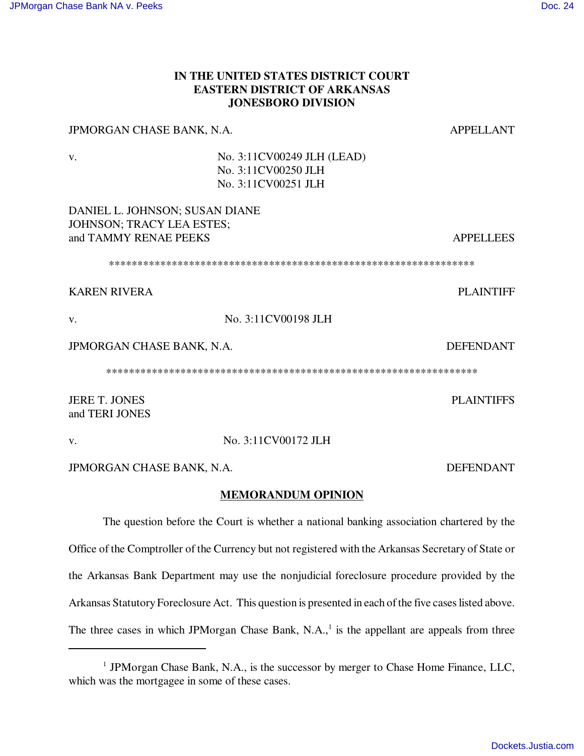**IN THE UNITED STATES DISTRICT COURT**
**EASTERN DISTRICT OF ARKANSAS**
**JONESBORO DIVISION**

JPMORGAN CHASE BANK, N.A. APPELLANT

v. No. 3:11CV00249 JLH (LEAD)
No. 3:11CV00250 JLH
No. 3:11CV00251 JLH

DANIEL L. JOHNSON; SUSAN DIANE JOHNSON; TRACY LEA ESTES; and TAMMY RENAE PEEKS APPELLEES

*****************************************************************

KAREN RIVERA PLAINTIFF

v. No. 3:11CV00198 JLH

JPMORGAN CHASE BANK, N.A. DEFENDANT

*****************************************************************

JERE T. JONES and TERI JONES PLAINTIFFS

v. No. 3:11CV00172 JLH

JPMORGAN CHASE BANK, N.A. DEFENDANT

**MEMORANDUM OPINION**

The question before the Court is whether a national banking association chartered by the Office of the Comptroller of the Currency but not registered with the Arkansas Secretary of State or the Arkansas Bank Department may use the nonjudicial foreclosure procedure provided by the Arkansas Statutory Foreclosure Act. This question is presented in each of the five cases listed above. The three cases in which JPMorgan Chase Bank, N.A.,[1] is the appellant are appeals from three

[1] JPMorgan Chase Bank, N.A., is the successor by merger to Chase Home Finance, LLC, which was the mortgagee in some of these cases.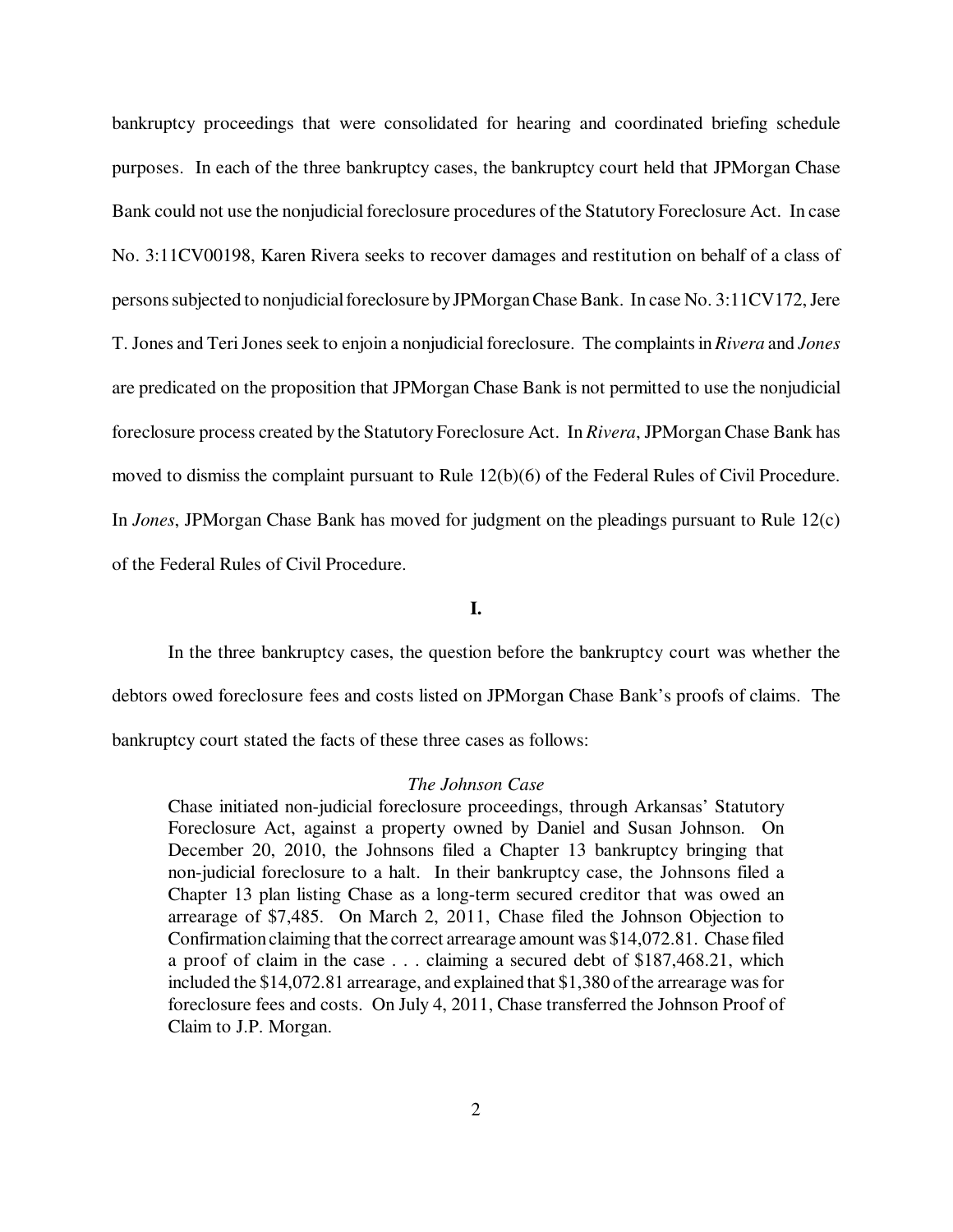bankruptcy proceedings that were consolidated for hearing and coordinated briefing schedule purposes. In each of the three bankruptcy cases, the bankruptcy court held that JPMorgan Chase Bank could not use the nonjudicial foreclosure procedures of the Statutory Foreclosure Act. In case No. 3:11CV00198, Karen Rivera seeks to recover damages and restitution on behalf of a class of persons subjected to nonjudicial foreclosure by JPMorgan Chase Bank. In case No. 3:11CV172, Jere T. Jones and Teri Jones seek to enjoin a nonjudicial foreclosure. The complaints in *Rivera* and *Jones* are predicated on the proposition that JPMorgan Chase Bank is not permitted to use the nonjudicial foreclosure process created by the Statutory Foreclosure Act. In *Rivera*, JPMorgan Chase Bank has moved to dismiss the complaint pursuant to Rule 12(b)(6) of the Federal Rules of Civil Procedure. In *Jones*, JPMorgan Chase Bank has moved for judgment on the pleadings pursuant to Rule 12(c) of the Federal Rules of Civil Procedure.

**I.**

In the three bankruptcy cases, the question before the bankruptcy court was whether the debtors owed foreclosure fees and costs listed on JPMorgan Chase Bank's proofs of claims. The bankruptcy court stated the facts of these three cases as follows:

> *The Johnson Case*
>
> Chase initiated non-judicial foreclosure proceedings, through Arkansas' Statutory Foreclosure Act, against a property owned by Daniel and Susan Johnson. On December 20, 2010, the Johnsons filed a Chapter 13 bankruptcy bringing that non-judicial foreclosure to a halt. In their bankruptcy case, the Johnsons filed a Chapter 13 plan listing Chase as a long-term secured creditor that was owed an arrearage of $7,485. On March 2, 2011, Chase filed the Johnson Objection to Confirmation claiming that the correct arrearage amount was $14,072.81. Chase filed a proof of claim in the case . . . claiming a secured debt of $187,468.21, which included the $14,072.81 arrearage, and explained that $1,380 of the arrearage was for foreclosure fees and costs. On July 4, 2011, Chase transferred the Johnson Proof of Claim to J.P. Morgan.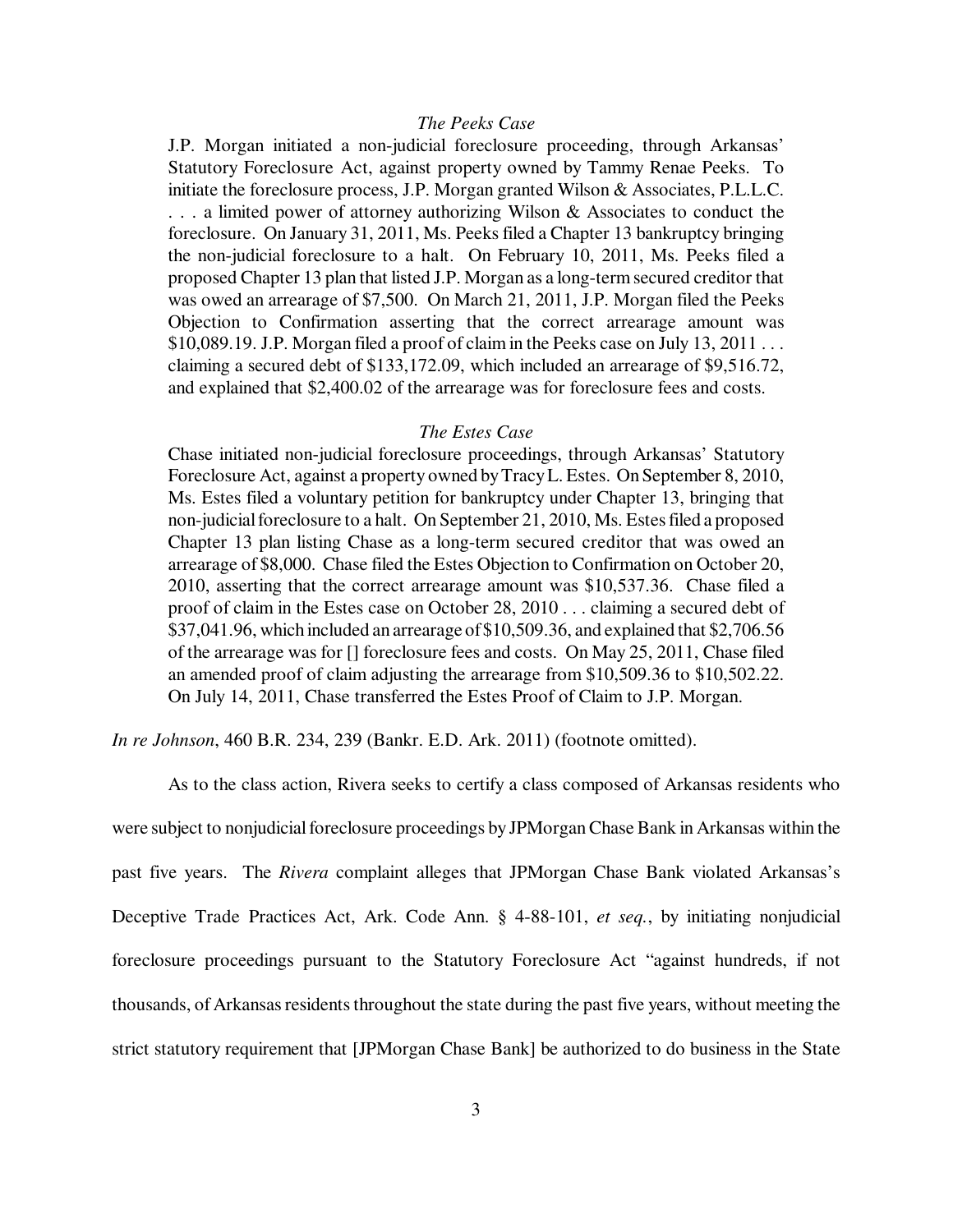> *The Peeks Case*
>
> J.P. Morgan initiated a non-judicial foreclosure proceeding, through Arkansas' Statutory Foreclosure Act, against property owned by Tammy Renae Peeks. To initiate the foreclosure process, J.P. Morgan granted Wilson & Associates, P.L.L.C. . . . a limited power of attorney authorizing Wilson & Associates to conduct the foreclosure. On January 31, 2011, Ms. Peeks filed a Chapter 13 bankruptcy bringing the non-judicial foreclosure to a halt. On February 10, 2011, Ms. Peeks filed a proposed Chapter 13 plan that listed J.P. Morgan as a long-term secured creditor that was owed an arrearage of $7,500. On March 21, 2011, J.P. Morgan filed the Peeks Objection to Confirmation asserting that the correct arrearage amount was $10,089.19. J.P. Morgan filed a proof of claim in the Peeks case on July 13, 2011 . . . claiming a secured debt of $133,172.09, which included an arrearage of $9,516.72, and explained that $2,400.02 of the arrearage was for foreclosure fees and costs.
>
> *The Estes Case*
>
> Chase initiated non-judicial foreclosure proceedings, through Arkansas' Statutory Foreclosure Act, against a property owned by Tracy L. Estes. On September 8, 2010, Ms. Estes filed a voluntary petition for bankruptcy under Chapter 13, bringing that non-judicial foreclosure to a halt. On September 21, 2010, Ms. Estes filed a proposed Chapter 13 plan listing Chase as a long-term secured creditor that was owed an arrearage of $8,000. Chase filed the Estes Objection to Confirmation on October 20, 2010, asserting that the correct arrearage amount was $10,537.36. Chase filed a proof of claim in the Estes case on October 28, 2010 . . . claiming a secured debt of $37,041.96, which included an arrearage of $10,509.36, and explained that $2,706.56 of the arrearage was for [] foreclosure fees and costs. On May 25, 2011, Chase filed an amended proof of claim adjusting the arrearage from $10,509.36 to $10,502.22. On July 14, 2011, Chase transferred the Estes Proof of Claim to J.P. Morgan.

*In re Johnson*, 460 B.R. 234, 239 (Bankr. E.D. Ark. 2011) (footnote omitted).

As to the class action, Rivera seeks to certify a class composed of Arkansas residents who were subject to nonjudicial foreclosure proceedings by JPMorgan Chase Bank in Arkansas within the past five years. The *Rivera* complaint alleges that JPMorgan Chase Bank violated Arkansas's Deceptive Trade Practices Act, Ark. Code Ann. § 4-88-101, *et seq.*, by initiating nonjudicial foreclosure proceedings pursuant to the Statutory Foreclosure Act "against hundreds, if not thousands, of Arkansas residents throughout the state during the past five years, without meeting the strict statutory requirement that [JPMorgan Chase Bank] be authorized to do business in the State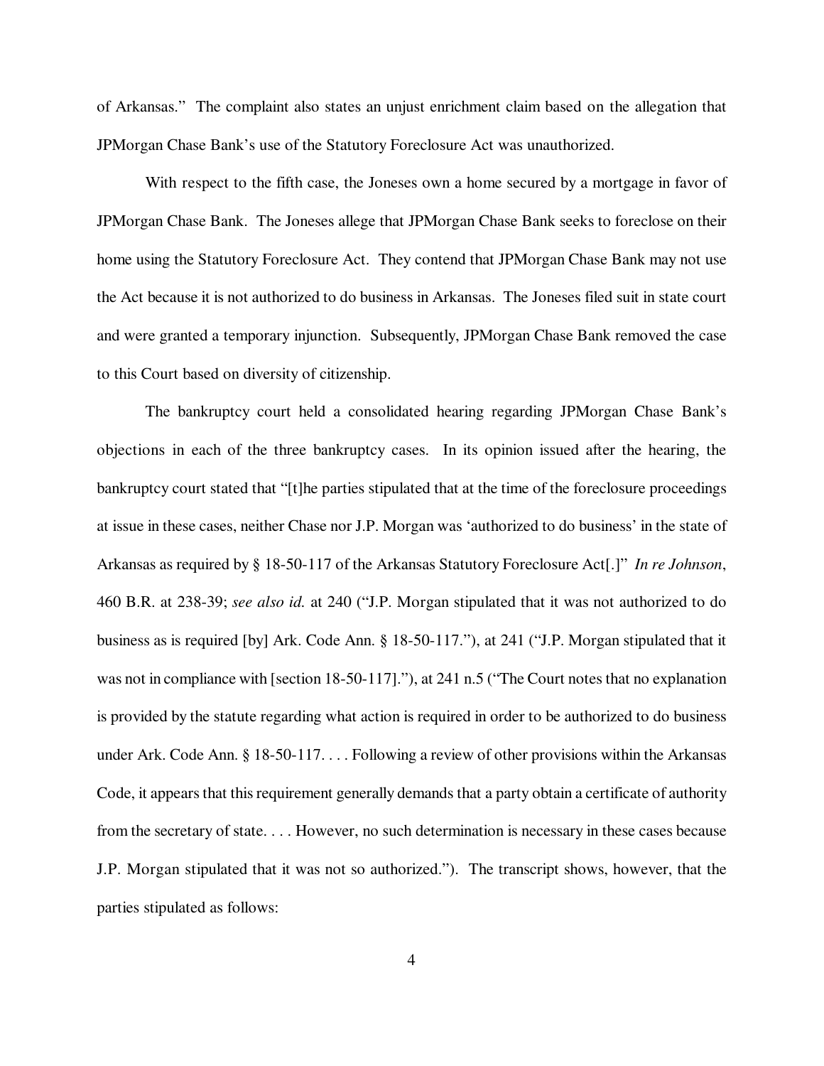of Arkansas." The complaint also states an unjust enrichment claim based on the allegation that JPMorgan Chase Bank's use of the Statutory Foreclosure Act was unauthorized.

With respect to the fifth case, the Joneses own a home secured by a mortgage in favor of JPMorgan Chase Bank. The Joneses allege that JPMorgan Chase Bank seeks to foreclose on their home using the Statutory Foreclosure Act. They contend that JPMorgan Chase Bank may not use the Act because it is not authorized to do business in Arkansas. The Joneses filed suit in state court and were granted a temporary injunction. Subsequently, JPMorgan Chase Bank removed the case to this Court based on diversity of citizenship.

The bankruptcy court held a consolidated hearing regarding JPMorgan Chase Bank's objections in each of the three bankruptcy cases. In its opinion issued after the hearing, the bankruptcy court stated that "[t]he parties stipulated that at the time of the foreclosure proceedings at issue in these cases, neither Chase nor J.P. Morgan was 'authorized to do business' in the state of Arkansas as required by § 18-50-117 of the Arkansas Statutory Foreclosure Act[.]" *In re Johnson*, 460 B.R. at 238-39; *see also id.* at 240 ("J.P. Morgan stipulated that it was not authorized to do business as is required [by] Ark. Code Ann. § 18-50-117."), at 241 ("J.P. Morgan stipulated that it was not in compliance with [section 18-50-117]."), at 241 n.5 ("The Court notes that no explanation is provided by the statute regarding what action is required in order to be authorized to do business under Ark. Code Ann. § 18-50-117. . . . Following a review of other provisions within the Arkansas Code, it appears that this requirement generally demands that a party obtain a certificate of authority from the secretary of state. . . . However, no such determination is necessary in these cases because J.P. Morgan stipulated that it was not so authorized."). The transcript shows, however, that the parties stipulated as follows: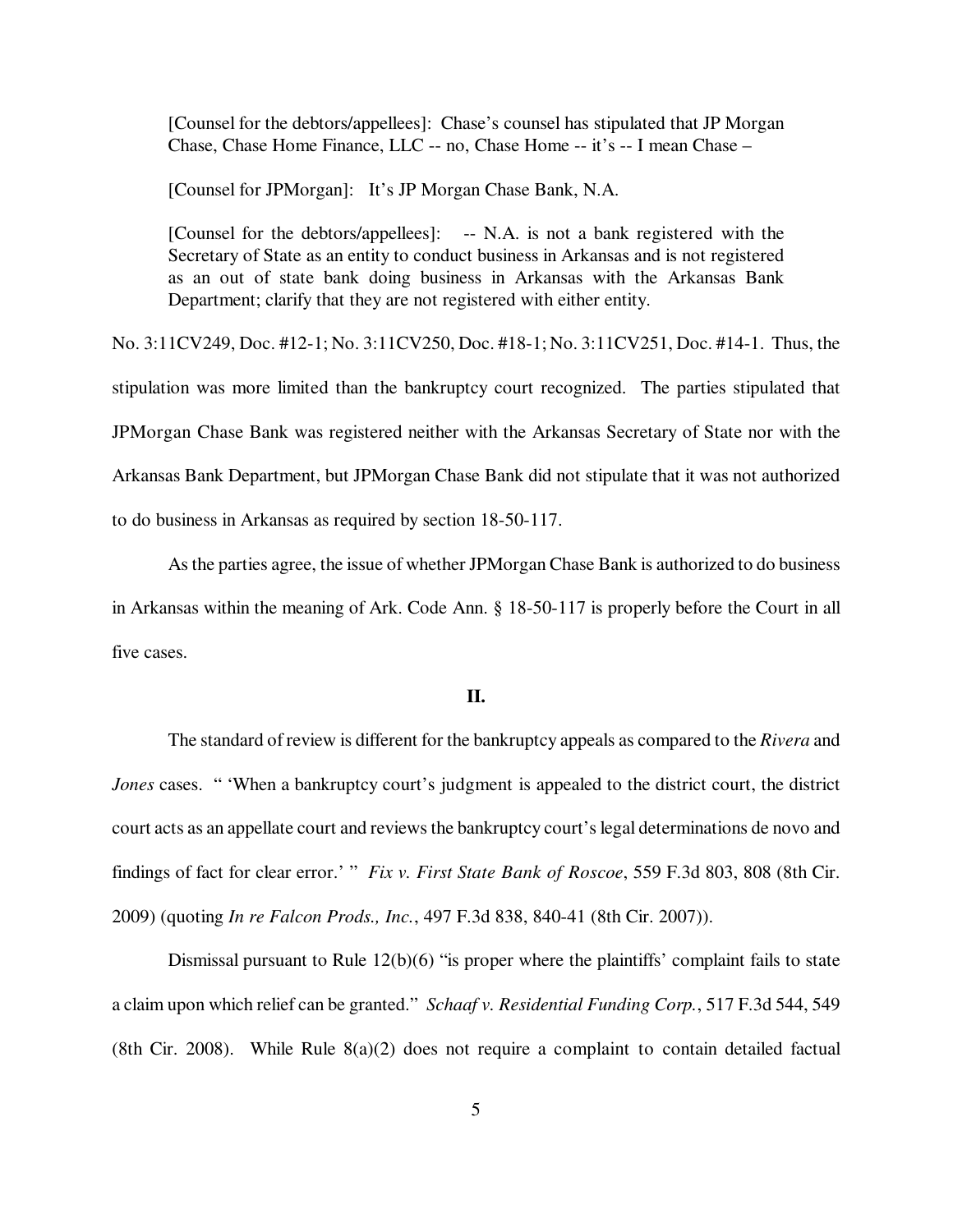> [Counsel for the debtors/appellees]: Chase's counsel has stipulated that JP Morgan Chase, Chase Home Finance, LLC -- no, Chase Home -- it's -- I mean Chase –
>
> [Counsel for JPMorgan]: It's JP Morgan Chase Bank, N.A.
>
> [Counsel for the debtors/appellees]: -- N.A. is not a bank registered with the Secretary of State as an entity to conduct business in Arkansas and is not registered as an out of state bank doing business in Arkansas with the Arkansas Bank Department; clarify that they are not registered with either entity.

No. 3:11CV249, Doc. #12-1; No. 3:11CV250, Doc. #18-1; No. 3:11CV251, Doc. #14-1. Thus, the stipulation was more limited than the bankruptcy court recognized. The parties stipulated that JPMorgan Chase Bank was registered neither with the Arkansas Secretary of State nor with the Arkansas Bank Department, but JPMorgan Chase Bank did not stipulate that it was not authorized to do business in Arkansas as required by section 18-50-117.

As the parties agree, the issue of whether JPMorgan Chase Bank is authorized to do business in Arkansas within the meaning of Ark. Code Ann. § 18-50-117 is properly before the Court in all five cases.

## II.

The standard of review is different for the bankruptcy appeals as compared to the *Rivera* and *Jones* cases. " 'When a bankruptcy court's judgment is appealed to the district court, the district court acts as an appellate court and reviews the bankruptcy court's legal determinations de novo and findings of fact for clear error.' " *Fix v. First State Bank of Roscoe*, 559 F.3d 803, 808 (8th Cir. 2009) (quoting *In re Falcon Prods., Inc.*, 497 F.3d 838, 840-41 (8th Cir. 2007)).

Dismissal pursuant to Rule 12(b)(6) "is proper where the plaintiffs' complaint fails to state a claim upon which relief can be granted." *Schaaf v. Residential Funding Corp.*, 517 F.3d 544, 549 (8th Cir. 2008). While Rule 8(a)(2) does not require a complaint to contain detailed factual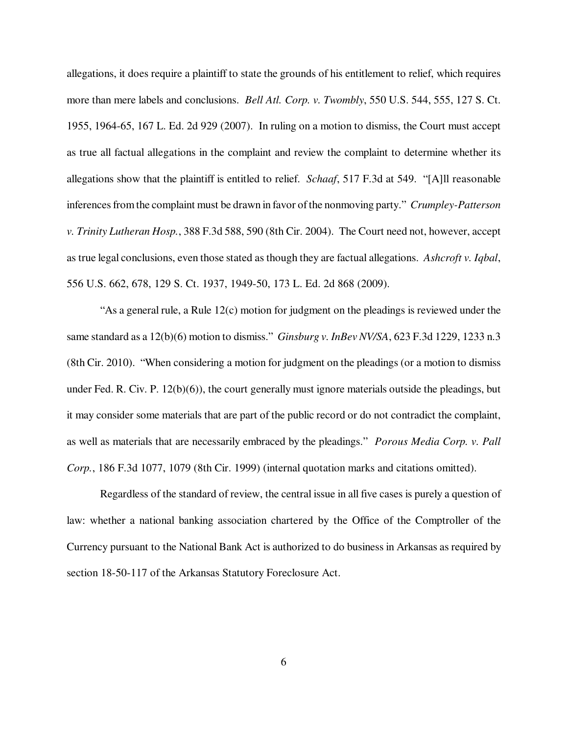allegations, it does require a plaintiff to state the grounds of his entitlement to relief, which requires more than mere labels and conclusions. *Bell Atl. Corp. v. Twombly*, 550 U.S. 544, 555, 127 S. Ct. 1955, 1964-65, 167 L. Ed. 2d 929 (2007). In ruling on a motion to dismiss, the Court must accept as true all factual allegations in the complaint and review the complaint to determine whether its allegations show that the plaintiff is entitled to relief. *Schaaf*, 517 F.3d at 549. "[A]ll reasonable inferences from the complaint must be drawn in favor of the nonmoving party." *Crumpley-Patterson v. Trinity Lutheran Hosp.*, 388 F.3d 588, 590 (8th Cir. 2004). The Court need not, however, accept as true legal conclusions, even those stated as though they are factual allegations. *Ashcroft v. Iqbal*, 556 U.S. 662, 678, 129 S. Ct. 1937, 1949-50, 173 L. Ed. 2d 868 (2009).

"As a general rule, a Rule 12(c) motion for judgment on the pleadings is reviewed under the same standard as a 12(b)(6) motion to dismiss." *Ginsburg v. InBev NV/SA*, 623 F.3d 1229, 1233 n.3 (8th Cir. 2010). "When considering a motion for judgment on the pleadings (or a motion to dismiss under Fed. R. Civ. P. 12(b)(6)), the court generally must ignore materials outside the pleadings, but it may consider some materials that are part of the public record or do not contradict the complaint, as well as materials that are necessarily embraced by the pleadings." *Porous Media Corp. v. Pall Corp.*, 186 F.3d 1077, 1079 (8th Cir. 1999) (internal quotation marks and citations omitted).

Regardless of the standard of review, the central issue in all five cases is purely a question of law: whether a national banking association chartered by the Office of the Comptroller of the Currency pursuant to the National Bank Act is authorized to do business in Arkansas as required by section 18-50-117 of the Arkansas Statutory Foreclosure Act.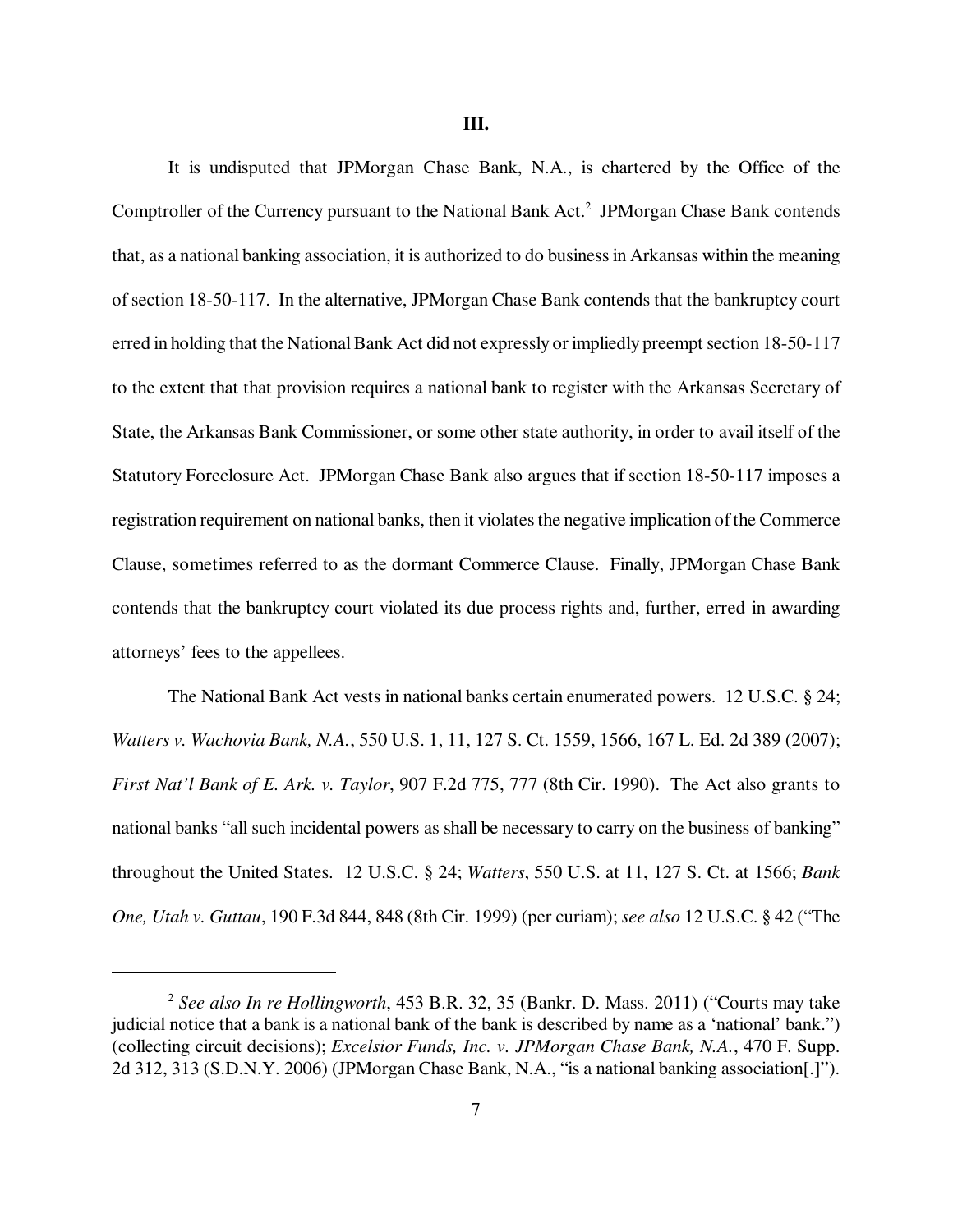**III.**

It is undisputed that JPMorgan Chase Bank, N.A., is chartered by the Office of the Comptroller of the Currency pursuant to the National Bank Act.[2] JPMorgan Chase Bank contends that, as a national banking association, it is authorized to do business in Arkansas within the meaning of section 18-50-117. In the alternative, JPMorgan Chase Bank contends that the bankruptcy court erred in holding that the National Bank Act did not expressly or impliedly preempt section 18-50-117 to the extent that that provision requires a national bank to register with the Arkansas Secretary of State, the Arkansas Bank Commissioner, or some other state authority, in order to avail itself of the Statutory Foreclosure Act. JPMorgan Chase Bank also argues that if section 18-50-117 imposes a registration requirement on national banks, then it violates the negative implication of the Commerce Clause, sometimes referred to as the dormant Commerce Clause. Finally, JPMorgan Chase Bank contends that the bankruptcy court violated its due process rights and, further, erred in awarding attorneys' fees to the appellees.

The National Bank Act vests in national banks certain enumerated powers. 12 U.S.C. § 24; *Watters v. Wachovia Bank, N.A.*, 550 U.S. 1, 11, 127 S. Ct. 1559, 1566, 167 L. Ed. 2d 389 (2007); *First Nat'l Bank of E. Ark. v. Taylor*, 907 F.2d 775, 777 (8th Cir. 1990). The Act also grants to national banks "all such incidental powers as shall be necessary to carry on the business of banking" throughout the United States. 12 U.S.C. § 24; *Watters*, 550 U.S. at 11, 127 S. Ct. at 1566; *Bank One, Utah v. Guttau*, 190 F.3d 844, 848 (8th Cir. 1999) (per curiam); *see also* 12 U.S.C. § 42 ("The

---

[2] *See also In re Hollingworth*, 453 B.R. 32, 35 (Bankr. D. Mass. 2011) ("Courts may take judicial notice that a bank is a national bank of the bank is described by name as a 'national' bank.") (collecting circuit decisions); *Excelsior Funds, Inc. v. JPMorgan Chase Bank, N.A.*, 470 F. Supp. 2d 312, 313 (S.D.N.Y. 2006) (JPMorgan Chase Bank, N.A., "is a national banking association[.]").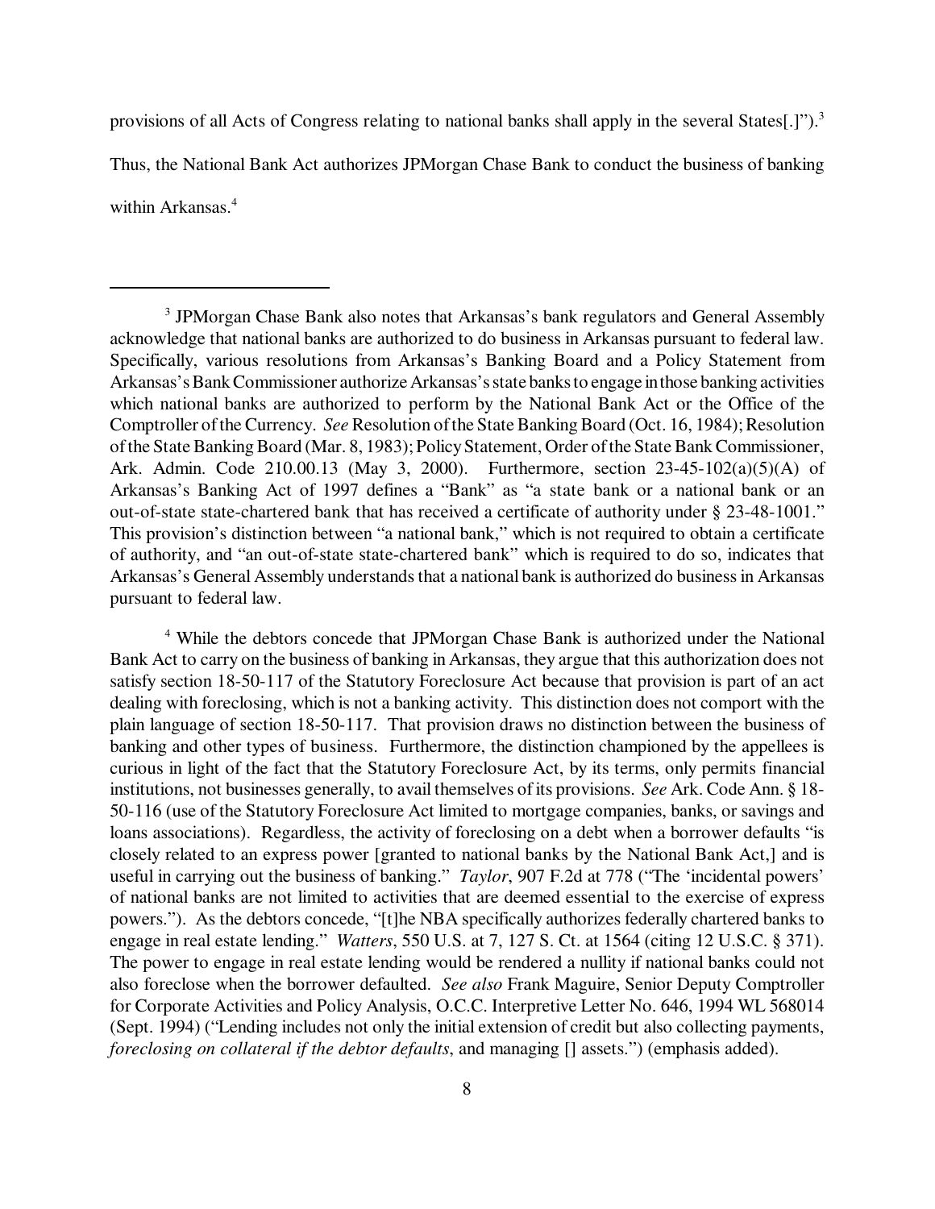provisions of all Acts of Congress relating to national banks shall apply in the several States[.]").[3] Thus, the National Bank Act authorizes JPMorgan Chase Bank to conduct the business of banking within Arkansas.[4]

---

[3] JPMorgan Chase Bank also notes that Arkansas's bank regulators and General Assembly acknowledge that national banks are authorized to do business in Arkansas pursuant to federal law. Specifically, various resolutions from Arkansas's Banking Board and a Policy Statement from Arkansas's Bank Commissioner authorize Arkansas's state banks to engage in those banking activities which national banks are authorized to perform by the National Bank Act or the Office of the Comptroller of the Currency. *See* Resolution of the State Banking Board (Oct. 16, 1984); Resolution of the State Banking Board (Mar. 8, 1983); Policy Statement, Order of the State Bank Commissioner, Ark. Admin. Code 210.00.13 (May 3, 2000). Furthermore, section 23-45-102(a)(5)(A) of Arkansas's Banking Act of 1997 defines a "Bank" as "a state bank or a national bank or an out-of-state state-chartered bank that has received a certificate of authority under § 23-48-1001." This provision's distinction between "a national bank," which is not required to obtain a certificate of authority, and "an out-of-state state-chartered bank" which is required to do so, indicates that Arkansas's General Assembly understands that a national bank is authorized do business in Arkansas pursuant to federal law.

[4] While the debtors concede that JPMorgan Chase Bank is authorized under the National Bank Act to carry on the business of banking in Arkansas, they argue that this authorization does not satisfy section 18-50-117 of the Statutory Foreclosure Act because that provision is part of an act dealing with foreclosing, which is not a banking activity. This distinction does not comport with the plain language of section 18-50-117. That provision draws no distinction between the business of banking and other types of business. Furthermore, the distinction championed by the appellees is curious in light of the fact that the Statutory Foreclosure Act, by its terms, only permits financial institutions, not businesses generally, to avail themselves of its provisions. *See* Ark. Code Ann. § 18-50-116 (use of the Statutory Foreclosure Act limited to mortgage companies, banks, or savings and loans associations). Regardless, the activity of foreclosing on a debt when a borrower defaults "is closely related to an express power [granted to national banks by the National Bank Act,] and is useful in carrying out the business of banking." *Taylor*, 907 F.2d at 778 ("The 'incidental powers' of national banks are not limited to activities that are deemed essential to the exercise of express powers."). As the debtors concede, "[t]he NBA specifically authorizes federally chartered banks to engage in real estate lending." *Watters*, 550 U.S. at 7, 127 S. Ct. at 1564 (citing 12 U.S.C. § 371). The power to engage in real estate lending would be rendered a nullity if national banks could not also foreclose when the borrower defaulted. *See also* Frank Maguire, Senior Deputy Comptroller for Corporate Activities and Policy Analysis, O.C.C. Interpretive Letter No. 646, 1994 WL 568014 (Sept. 1994) ("Lending includes not only the initial extension of credit but also collecting payments, *foreclosing on collateral if the debtor defaults*, and managing [] assets.") (emphasis added).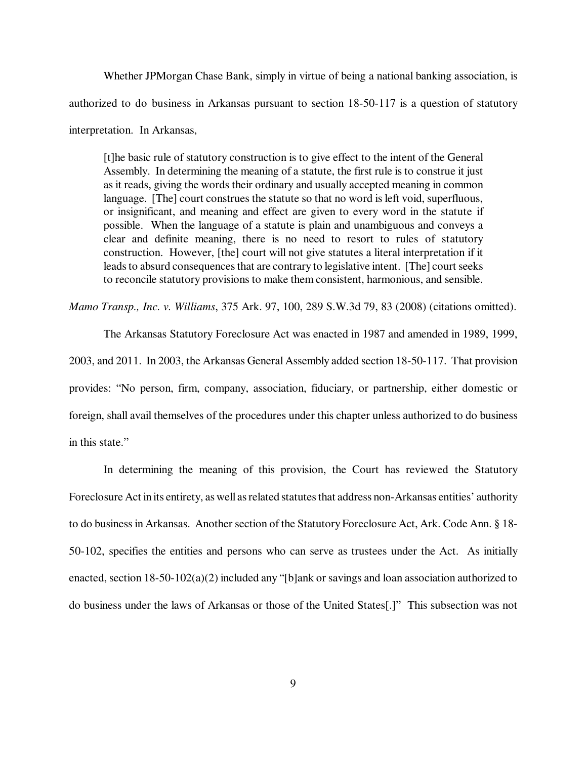Whether JPMorgan Chase Bank, simply in virtue of being a national banking association, is authorized to do business in Arkansas pursuant to section 18-50-117 is a question of statutory interpretation. In Arkansas,

> [t]he basic rule of statutory construction is to give effect to the intent of the General Assembly. In determining the meaning of a statute, the first rule is to construe it just as it reads, giving the words their ordinary and usually accepted meaning in common language. [The] court construes the statute so that no word is left void, superfluous, or insignificant, and meaning and effect are given to every word in the statute if possible. When the language of a statute is plain and unambiguous and conveys a clear and definite meaning, there is no need to resort to rules of statutory construction. However, [the] court will not give statutes a literal interpretation if it leads to absurd consequences that are contrary to legislative intent. [The] court seeks to reconcile statutory provisions to make them consistent, harmonious, and sensible.

*Mamo Transp., Inc. v. Williams*, 375 Ark. 97, 100, 289 S.W.3d 79, 83 (2008) (citations omitted).

The Arkansas Statutory Foreclosure Act was enacted in 1987 and amended in 1989, 1999, 2003, and 2011. In 2003, the Arkansas General Assembly added section 18-50-117. That provision provides: "No person, firm, company, association, fiduciary, or partnership, either domestic or foreign, shall avail themselves of the procedures under this chapter unless authorized to do business in this state."

In determining the meaning of this provision, the Court has reviewed the Statutory Foreclosure Act in its entirety, as well as related statutes that address non-Arkansas entities' authority to do business in Arkansas. Another section of the Statutory Foreclosure Act, Ark. Code Ann. § 18-50-102, specifies the entities and persons who can serve as trustees under the Act. As initially enacted, section 18-50-102(a)(2) included any "[b]ank or savings and loan association authorized to do business under the laws of Arkansas or those of the United States[.]" This subsection was not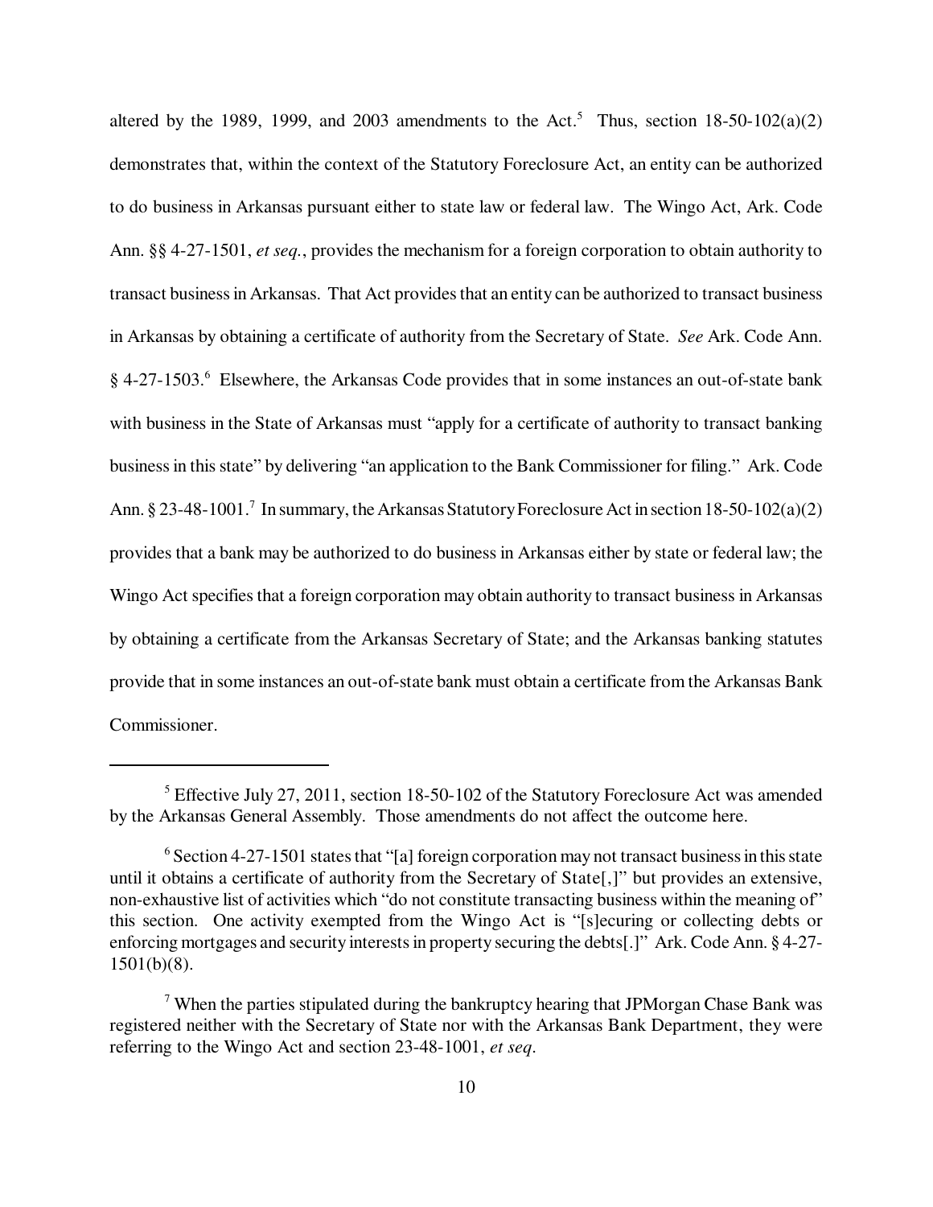altered by the 1989, 1999, and 2003 amendments to the Act.[5] Thus, section 18-50-102(a)(2) demonstrates that, within the context of the Statutory Foreclosure Act, an entity can be authorized to do business in Arkansas pursuant either to state law or federal law. The Wingo Act, Ark. Code Ann. §§ 4-27-1501, *et seq.*, provides the mechanism for a foreign corporation to obtain authority to transact business in Arkansas. That Act provides that an entity can be authorized to transact business in Arkansas by obtaining a certificate of authority from the Secretary of State. *See* Ark. Code Ann. § 4-27-1503.[6] Elsewhere, the Arkansas Code provides that in some instances an out-of-state bank with business in the State of Arkansas must "apply for a certificate of authority to transact banking business in this state" by delivering "an application to the Bank Commissioner for filing." Ark. Code Ann. § 23-48-1001.[7] In summary, the Arkansas Statutory Foreclosure Act in section 18-50-102(a)(2) provides that a bank may be authorized to do business in Arkansas either by state or federal law; the Wingo Act specifies that a foreign corporation may obtain authority to transact business in Arkansas by obtaining a certificate from the Arkansas Secretary of State; and the Arkansas banking statutes provide that in some instances an out-of-state bank must obtain a certificate from the Arkansas Bank Commissioner.

---

[5] Effective July 27, 2011, section 18-50-102 of the Statutory Foreclosure Act was amended by the Arkansas General Assembly. Those amendments do not affect the outcome here.

[6] Section 4-27-1501 states that "[a] foreign corporation may not transact business in this state until it obtains a certificate of authority from the Secretary of State[,]" but provides an extensive, non-exhaustive list of activities which "do not constitute transacting business within the meaning of" this section. One activity exempted from the Wingo Act is "[s]ecuring or collecting debts or enforcing mortgages and security interests in property securing the debts[.]" Ark. Code Ann. § 4-27-1501(b)(8).

[7] When the parties stipulated during the bankruptcy hearing that JPMorgan Chase Bank was registered neither with the Secretary of State nor with the Arkansas Bank Department, they were referring to the Wingo Act and section 23-48-1001, *et seq.*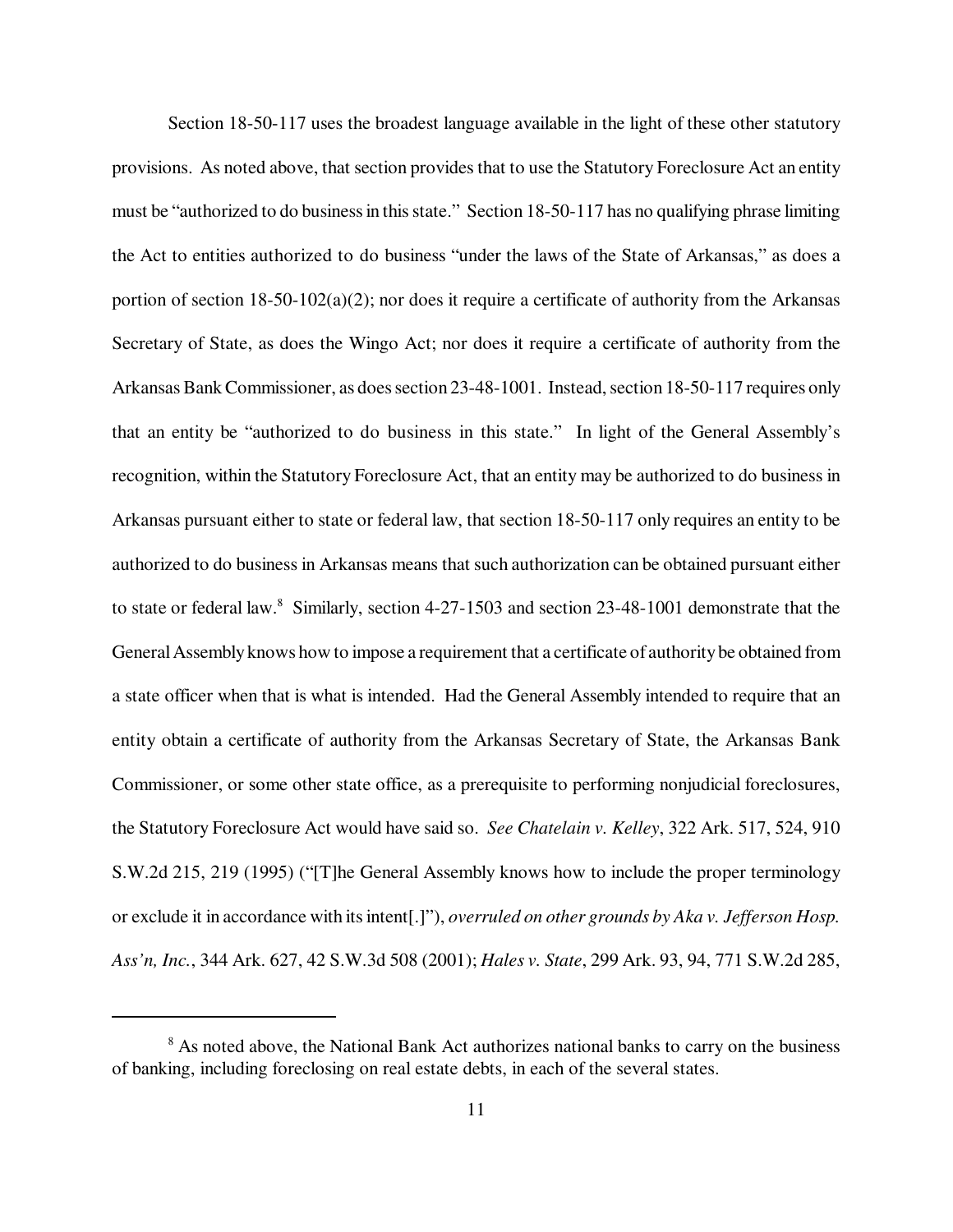Section 18-50-117 uses the broadest language available in the light of these other statutory provisions. As noted above, that section provides that to use the Statutory Foreclosure Act an entity must be "authorized to do business in this state." Section 18-50-117 has no qualifying phrase limiting the Act to entities authorized to do business "under the laws of the State of Arkansas," as does a portion of section 18-50-102(a)(2); nor does it require a certificate of authority from the Arkansas Secretary of State, as does the Wingo Act; nor does it require a certificate of authority from the Arkansas Bank Commissioner, as does section 23-48-1001. Instead, section 18-50-117 requires only that an entity be "authorized to do business in this state." In light of the General Assembly's recognition, within the Statutory Foreclosure Act, that an entity may be authorized to do business in Arkansas pursuant either to state or federal law, that section 18-50-117 only requires an entity to be authorized to do business in Arkansas means that such authorization can be obtained pursuant either to state or federal law.[8] Similarly, section 4-27-1503 and section 23-48-1001 demonstrate that the General Assembly knows how to impose a requirement that a certificate of authority be obtained from a state officer when that is what is intended. Had the General Assembly intended to require that an entity obtain a certificate of authority from the Arkansas Secretary of State, the Arkansas Bank Commissioner, or some other state office, as a prerequisite to performing nonjudicial foreclosures, the Statutory Foreclosure Act would have said so. *See Chatelain v. Kelley*, 322 Ark. 517, 524, 910 S.W.2d 215, 219 (1995) ("[T]he General Assembly knows how to include the proper terminology or exclude it in accordance with its intent[.]"), *overruled on other grounds by Aka v. Jefferson Hosp. Ass'n, Inc.*, 344 Ark. 627, 42 S.W.3d 508 (2001); *Hales v. State*, 299 Ark. 93, 94, 771 S.W.2d 285,

[8] As noted above, the National Bank Act authorizes national banks to carry on the business of banking, including foreclosing on real estate debts, in each of the several states.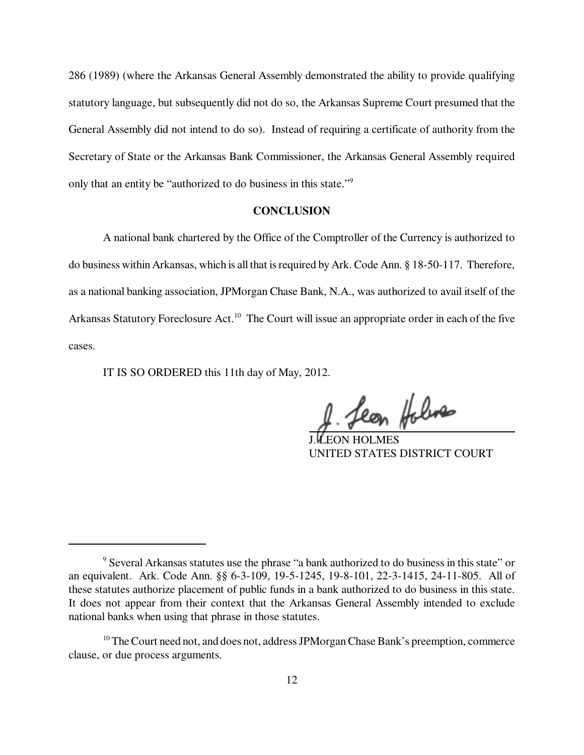286 (1989) (where the Arkansas General Assembly demonstrated the ability to provide qualifying statutory language, but subsequently did not do so, the Arkansas Supreme Court presumed that the General Assembly did not intend to do so). Instead of requiring a certificate of authority from the Secretary of State or the Arkansas Bank Commissioner, the Arkansas General Assembly required only that an entity be "authorized to do business in this state."[9]

**CONCLUSION**

A national bank chartered by the Office of the Comptroller of the Currency is authorized to do business within Arkansas, which is all that is required by Ark. Code Ann. § 18-50-117. Therefore, as a national banking association, JPMorgan Chase Bank, N.A., was authorized to avail itself of the Arkansas Statutory Foreclosure Act.[10] The Court will issue an appropriate order in each of the five cases.

IT IS SO ORDERED this 11th day of May, 2012.

J. LEON HOLMES
UNITED STATES DISTRICT COURT

---

[9] Several Arkansas statutes use the phrase "a bank authorized to do business in this state" or an equivalent. Ark. Code Ann. §§ 6-3-109, 19-5-1245, 19-8-101, 22-3-1415, 24-11-805. All of these statutes authorize placement of public funds in a bank authorized to do business in this state. It does not appear from their context that the Arkansas General Assembly intended to exclude national banks when using that phrase in those statutes.

[10] The Court need not, and does not, address JPMorgan Chase Bank's preemption, commerce clause, or due process arguments.